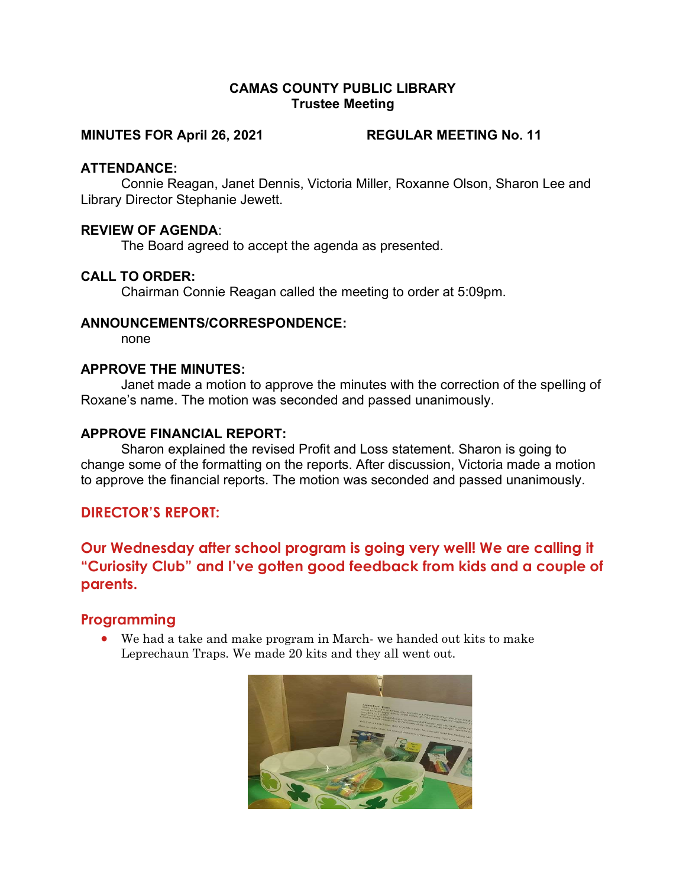**CAMAS COUNTY PUBLIC LIBRARY**
**Trustee Meeting**

**MINUTES FOR April 26, 2021** **REGULAR MEETING No. 11**

**ATTENDANCE:**

Connie Reagan, Janet Dennis, Victoria Miller, Roxanne Olson, Sharon Lee and Library Director Stephanie Jewett.

**REVIEW OF AGENDA**:

The Board agreed to accept the agenda as presented.

**CALL TO ORDER:**

Chairman Connie Reagan called the meeting to order at 5:09pm.

**ANNOUNCEMENTS/CORRESPONDENCE:**

none

**APPROVE THE MINUTES:**

Janet made a motion to approve the minutes with the correction of the spelling of Roxane's name. The motion was seconded and passed unanimously.

**APPROVE FINANCIAL REPORT:**

Sharon explained the revised Profit and Loss statement. Sharon is going to change some of the formatting on the reports. After discussion, Victoria made a motion to approve the financial reports. The motion was seconded and passed unanimously.

## DIRECTOR'S REPORT:

**Our Wednesday after school program is going very well! We are calling it "Curiosity Club" and I've gotten good feedback from kids and a couple of parents.**

### Programming

- We had a take and make program in March- we handed out kits to make Leprechaun Traps. We made 20 kits and they all went out.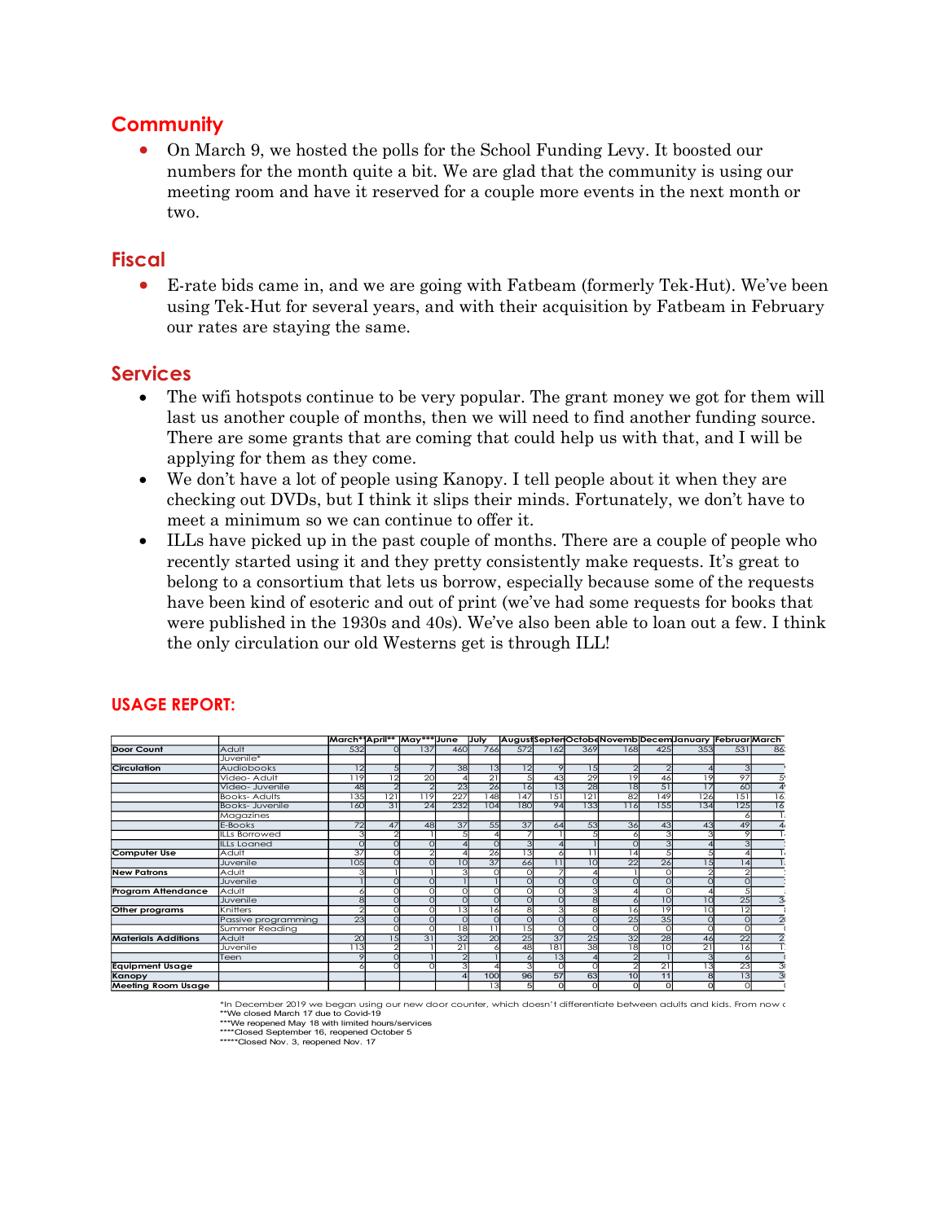## Community

- On March 9, we hosted the polls for the School Funding Levy. It boosted our numbers for the month quite a bit. We are glad that the community is using our meeting room and have it reserved for a couple more events in the next month or two.

## Fiscal

- E-rate bids came in, and we are going with Fatbeam (formerly Tek-Hut). We've been using Tek-Hut for several years, and with their acquisition by Fatbeam in February our rates are staying the same.

## Services

- The wifi hotspots continue to be very popular. The grant money we got for them will last us another couple of months, then we will need to find another funding source. There are some grants that are coming that could help us with that, and I will be applying for them as they come.
- We don't have a lot of people using Kanopy. I tell people about it when they are checking out DVDs, but I think it slips their minds. Fortunately, we don't have to meet a minimum so we can continue to offer it.
- ILLs have picked up in the past couple of months. There are a couple of people who recently started using it and they pretty consistently make requests. It's great to belong to a consortium that lets us borrow, especially because some of the requests have been kind of esoteric and out of print (we've had some requests for books that were published in the 1930s and 40s). We've also been able to loan out a few. I think the only circulation our old Westerns get is through ILL!

## USAGE REPORT:

| | | March* | April** | May*** | June | July | August | Septen | Octobe | Novemb | Decem | January | Februar | March |
|---|---|---|---|---|---|---|---|---|---|---|---|---|---|---|
| **Door Count** | Adult | 532 | 0 | 137 | 460 | 766 | 572 | 162 | 369 | 168 | 425 | 353 | 531 | 86 |
| | Juvenile* | | | | | | | | | | | | | |
| **Circulation** | Audiobooks | 12 | 5 | 7 | 38 | 13 | 12 | 9 | 15 | 2 | 2 | 4 | 3 | |
| | Video- Adult | 119 | 12 | 20 | 4 | 21 | 5 | 43 | 29 | 19 | 46 | 19 | 97 | 5 |
| | Video- Juvenile | 48 | 2 | 2 | 23 | 26 | 16 | 13 | 28 | 18 | 51 | 17 | 60 | 4 |
| | Books- Adults | 135 | 121 | 119 | 227 | 148 | 147 | 151 | 121 | 82 | 149 | 126 | 151 | 16 |
| | Books- Juvenile | 160 | 31 | 24 | 232 | 104 | 180 | 94 | 133 | 116 | 155 | 134 | 125 | 16 |
| | Magazines | | | | | | | | | | | | 6 | 1 |
| | E-Books | 72 | 47 | 48 | 37 | 55 | 37 | 64 | 53 | 36 | 43 | 43 | 49 | 4 |
| | ILLs Borrowed | 3 | 2 | 1 | 5 | 4 | 7 | 1 | 5 | 6 | 3 | 3 | 9 | 1 |
| | ILLs Loaned | 0 | 0 | 0 | 4 | 0 | 3 | 4 | 1 | 0 | 3 | 4 | 3 | |
| **Computer Use** | Adult | 37 | 0 | 2 | 4 | 26 | 13 | 6 | 11 | 14 | 5 | 5 | 4 | 1 |
| | Juvenile | 105 | 0 | 0 | 10 | 37 | 66 | 11 | 10 | 22 | 26 | 15 | 14 | 1 |
| **New Patrons** | Adult | 3 | 1 | 1 | 3 | 0 | 0 | 7 | 4 | 1 | 0 | 2 | 2 | |
| | Juvenile | 1 | 0 | 0 | 1 | 1 | 0 | 0 | 0 | 0 | 0 | 0 | 0 | |
| **Program Attendance** | Adult | 6 | 0 | 0 | 0 | 0 | 0 | 0 | 3 | 4 | 0 | 4 | 5 | |
| | Juvenile | 8 | 0 | 0 | 0 | 0 | 0 | 0 | 8 | 6 | 10 | 10 | 25 | 3 |
| **Other programs** | Knitters | 2 | 0 | 0 | 13 | 16 | 8 | 3 | 8 | 16 | 19 | 10 | 12 | |
| | Passive programming | 23 | 0 | 0 | 0 | 0 | 0 | 0 | 0 | 25 | 35 | 0 | 0 | 2 |
| | Summer Reading | | 0 | 0 | 18 | 11 | 15 | 0 | 0 | 0 | 0 | 0 | 0 | |
| **Materials Additions** | Adult | 20 | 15 | 31 | 32 | 20 | 25 | 37 | 25 | 32 | 28 | 46 | 22 | 2 |
| | Juvenile | 113 | 2 | 1 | 21 | 6 | 48 | 181 | 38 | 18 | 10 | 21 | 16 | 1 |
| | Teen | 9 | 0 | 1 | 2 | 1 | 6 | 13 | 4 | 2 | 1 | 3 | 6 | |
| **Equipment Usage** | | 6 | 0 | 0 | 3 | 4 | 3 | 0 | 0 | 2 | 21 | 13 | 23 | 3 |
| **Kanopy** | | | | | 4 | 100 | 96 | 57 | 63 | 10 | 11 | 8 | 13 | 3 |
| **Meeting Room Usage** | | | | | | 13 | 5 | 0 | 0 | 0 | 0 | 0 | 0 | |

*In December 2019 we began using our new door counter, which doesn't differentiate between adults and kids. From now o

**We closed March 17 due to Covid-19

***We reopened May 18 with limited hours/services

****Closed September 16, reopened October 5

*****Closed Nov. 3, reopened Nov. 17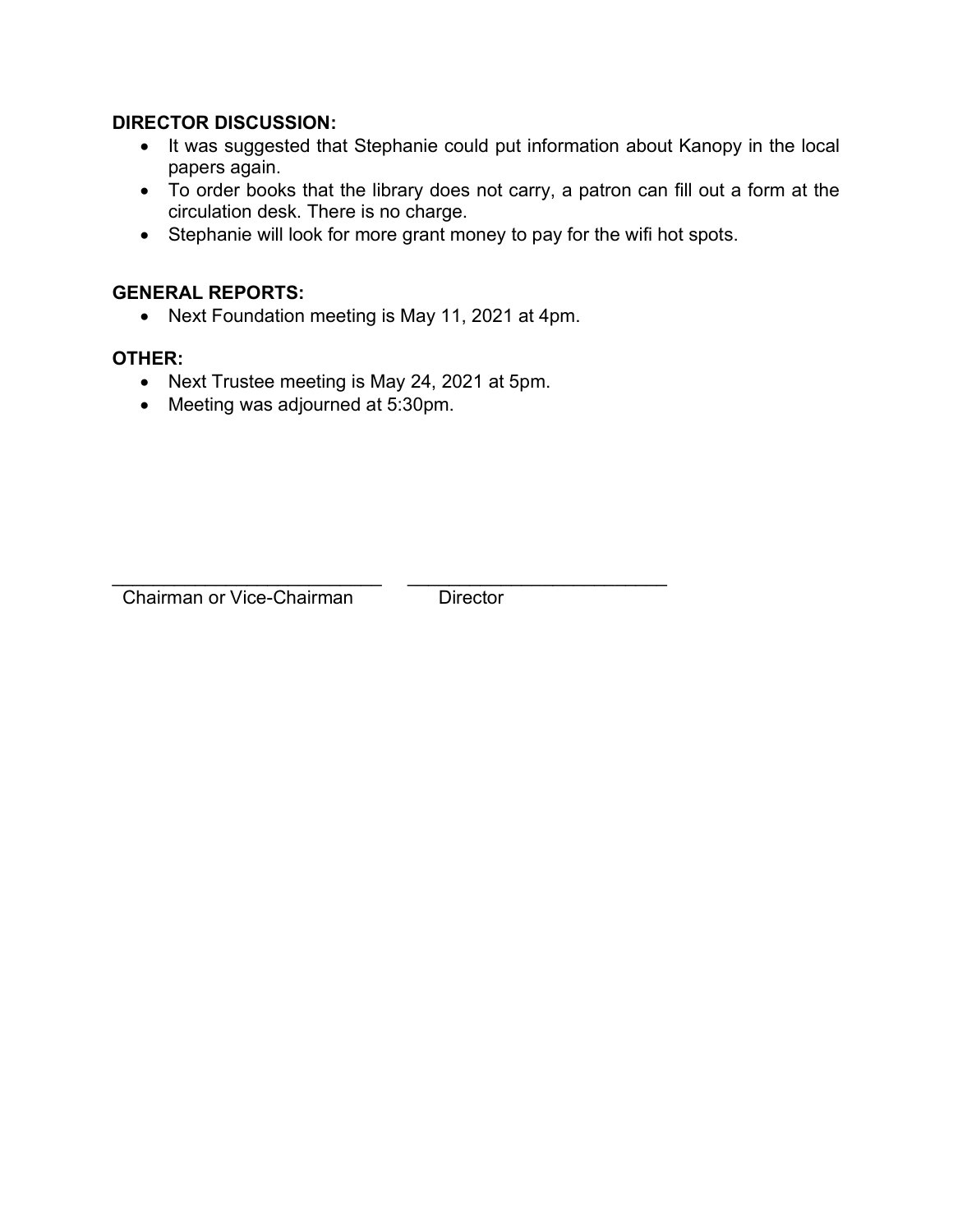**DIRECTOR DISCUSSION:**

- It was suggested that Stephanie could put information about Kanopy in the local papers again.
- To order books that the library does not carry, a patron can fill out a form at the circulation desk. There is no charge.
- Stephanie will look for more grant money to pay for the wifi hot spots.

**GENERAL REPORTS:**

- Next Foundation meeting is May 11, 2021 at 4pm.

**OTHER:**

- Next Trustee meeting is May 24, 2021 at 5pm.
- Meeting was adjourned at 5:30pm.

\_\_\_\_\_\_\_\_\_\_\_\_\_\_\_\_\_\_\_\_\_\_\_\_\_\_ \_\_\_\_\_\_\_\_\_\_\_\_\_\_\_\_\_\_\_\_\_\_\_\_\_\_

Chairman or Vice-Chairman Director